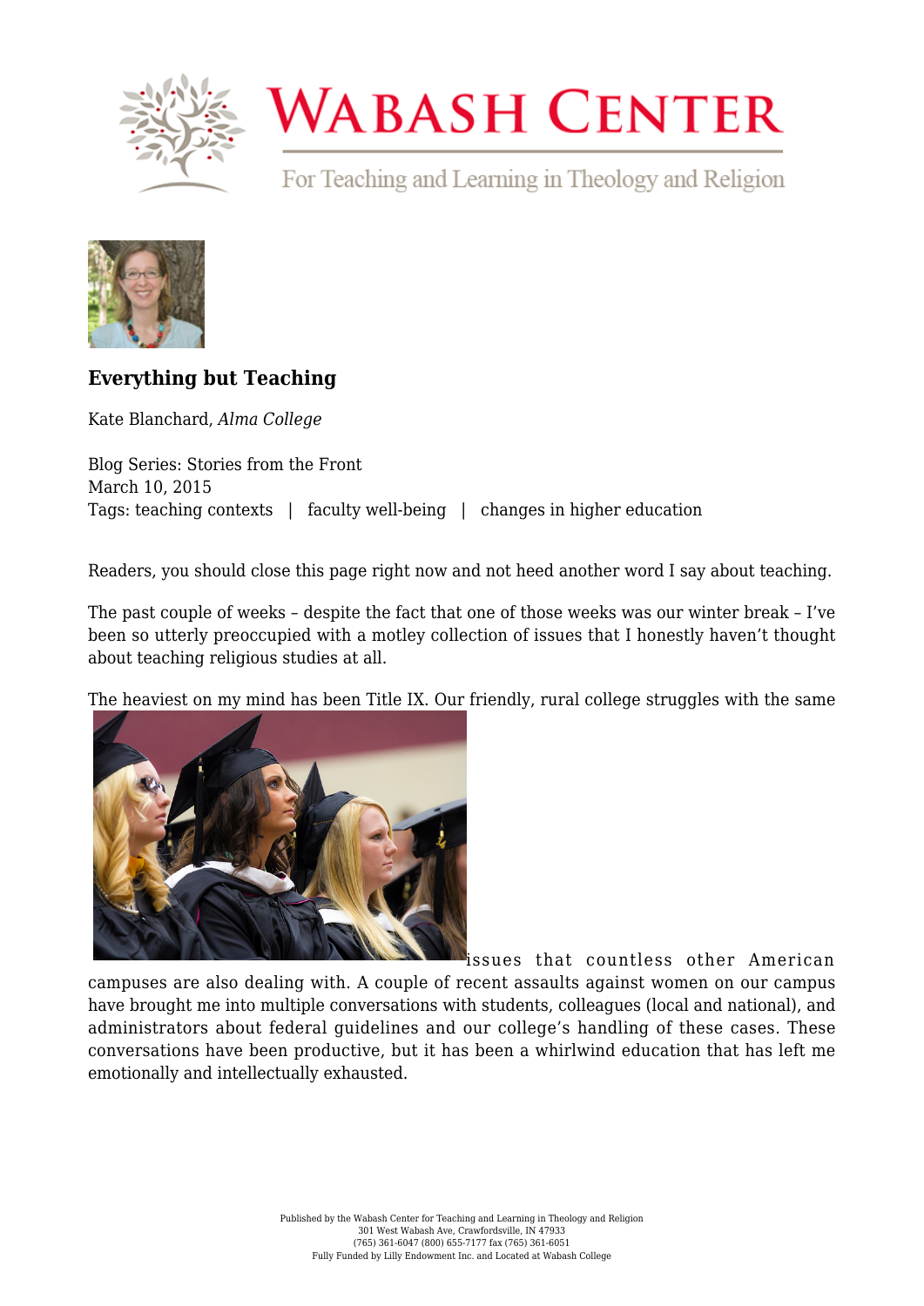## Everything but Teaching

Kate Blanchard, *Alma College*

Blog Series: Stories from the Front
March 10, 2015
Tags: teaching contexts | faculty well-being | changes in higher education

Readers, you should close this page right now and not heed another word I say about teaching.

The past couple of weeks – despite the fact that one of those weeks was our winter break – I've been so utterly preoccupied with a motley collection of issues that I honestly haven't thought about teaching religious studies at all.

The heaviest on my mind has been Title IX. Our friendly, rural college struggles with the same issues that countless other American campuses are also dealing with. A couple of recent assaults against women on our campus have brought me into multiple conversations with students, colleagues (local and national), and administrators about federal guidelines and our college's handling of these cases. These conversations have been productive, but it has been a whirlwind education that has left me emotionally and intellectually exhausted.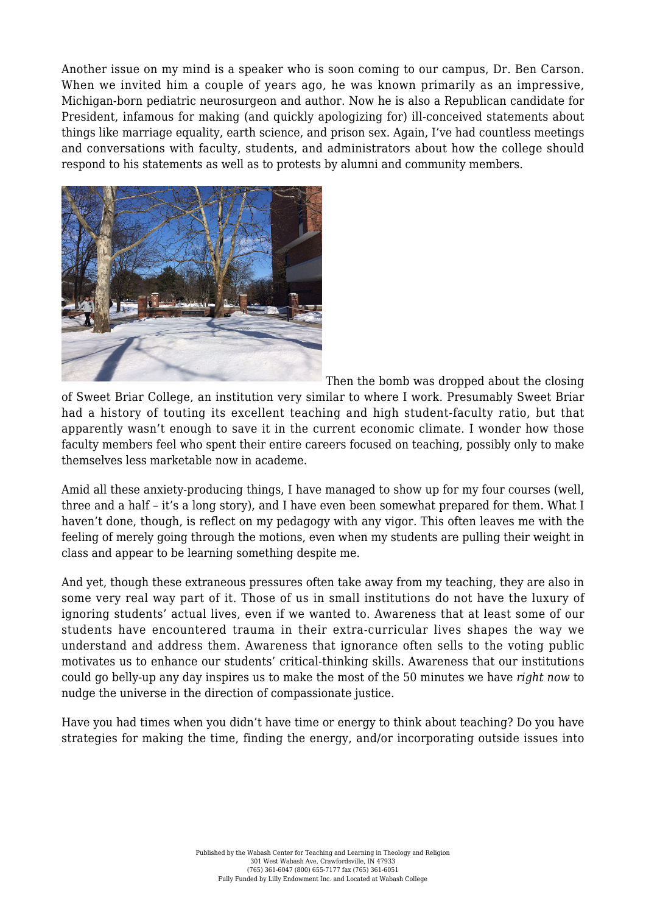Another issue on my mind is a speaker who is soon coming to our campus, Dr. Ben Carson. When we invited him a couple of years ago, he was known primarily as an impressive, Michigan-born pediatric neurosurgeon and author. Now he is also a Republican candidate for President, infamous for making (and quickly apologizing for) ill-conceived statements about things like marriage equality, earth science, and prison sex. Again, I've had countless meetings and conversations with faculty, students, and administrators about how the college should respond to his statements as well as to protests by alumni and community members.

Then the bomb was dropped about the closing of Sweet Briar College, an institution very similar to where I work. Presumably Sweet Briar had a history of touting its excellent teaching and high student-faculty ratio, but that apparently wasn't enough to save it in the current economic climate. I wonder how those faculty members feel who spent their entire careers focused on teaching, possibly only to make themselves less marketable now in academe.

Amid all these anxiety-producing things, I have managed to show up for my four courses (well, three and a half – it's a long story), and I have even been somewhat prepared for them. What I haven't done, though, is reflect on my pedagogy with any vigor. This often leaves me with the feeling of merely going through the motions, even when my students are pulling their weight in class and appear to be learning something despite me.

And yet, though these extraneous pressures often take away from my teaching, they are also in some very real way part of it. Those of us in small institutions do not have the luxury of ignoring students' actual lives, even if we wanted to. Awareness that at least some of our students have encountered trauma in their extra-curricular lives shapes the way we understand and address them. Awareness that ignorance often sells to the voting public motivates us to enhance our students' critical-thinking skills. Awareness that our institutions could go belly-up any day inspires us to make the most of the 50 minutes we have *right now* to nudge the universe in the direction of compassionate justice.

Have you had times when you didn't have time or energy to think about teaching? Do you have strategies for making the time, finding the energy, and/or incorporating outside issues into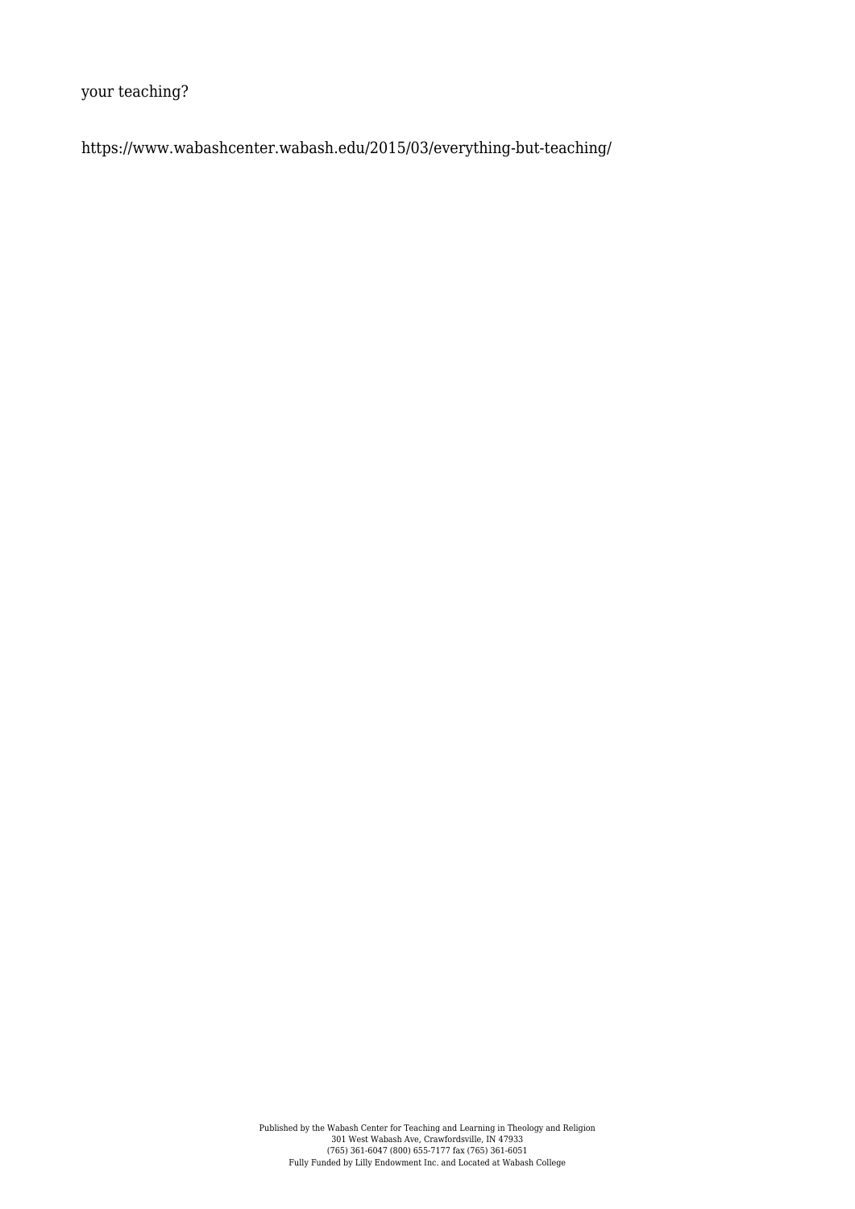your teaching?

https://www.wabashcenter.wabash.edu/2015/03/everything-but-teaching/